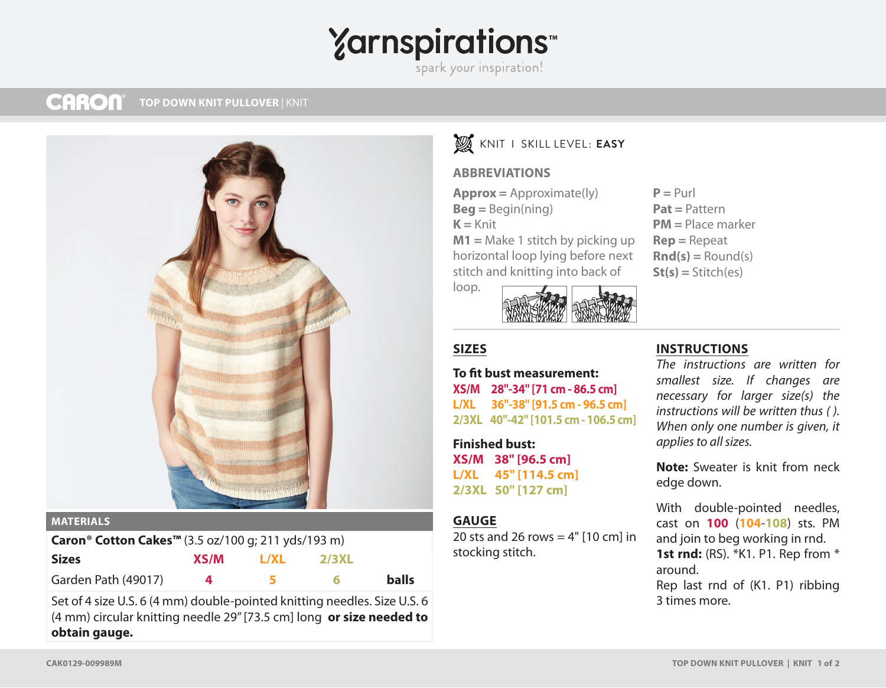# CARON® TOP DOWN KNIT PULLOVER | KNIT

KNIT I SKILL LEVEL: **EASY**

## MATERIALS

**Caron® Cotton Cakes™** (3.5 oz/100 g; 211 yds/193 m)

| Sizes | XS/M | L/XL | 2/3XL | |
|---|---|---|---|---|
| Garden Path (49017) | 4 | 5 | 6 | **balls** |

Set of 4 size U.S. 6 (4 mm) double-pointed knitting needles. Size U.S. 6 (4 mm) circular knitting needle 29" [73.5 cm] long **or size needed to obtain gauge.**

## ABBREVIATIONS

**Approx** = Approximate(ly)
**Beg** = Begin(ning)
**K** = Knit
**M1** = Make 1 stitch by picking up horizontal loop lying before next stitch and knitting into back of loop.
**P** = Purl
**Pat** = Pattern
**PM** = Place marker
**Rep** = Repeat
**Rnd(s)** = Round(s)
**St(s)** = Stitch(es)

## SIZES

**To fit bust measurement:**
XS/M 28"-34" [71 cm - 86.5 cm]
L/XL 36"-38" [91.5 cm - 96.5 cm]
2/3XL 40"-42" [101.5 cm - 106.5 cm]

**Finished bust:**
XS/M 38" [96.5 cm]
L/XL 45" [114.5 cm]
2/3XL 50" [127 cm]

## GAUGE

20 sts and 26 rows = 4" [10 cm] in stocking stitch.

## INSTRUCTIONS

*The instructions are written for smallest size. If changes are necessary for larger size(s) the instructions will be written thus ( ). When only one number is given, it applies to all sizes.*

**Note:** Sweater is knit from neck edge down.

With double-pointed needles, cast on 100 (104-108) sts. PM and join to beg working in rnd.
**1st rnd:** (RS). *K1. P1. Rep from * around.
Rep last rnd of (K1. P1) ribbing 3 times more.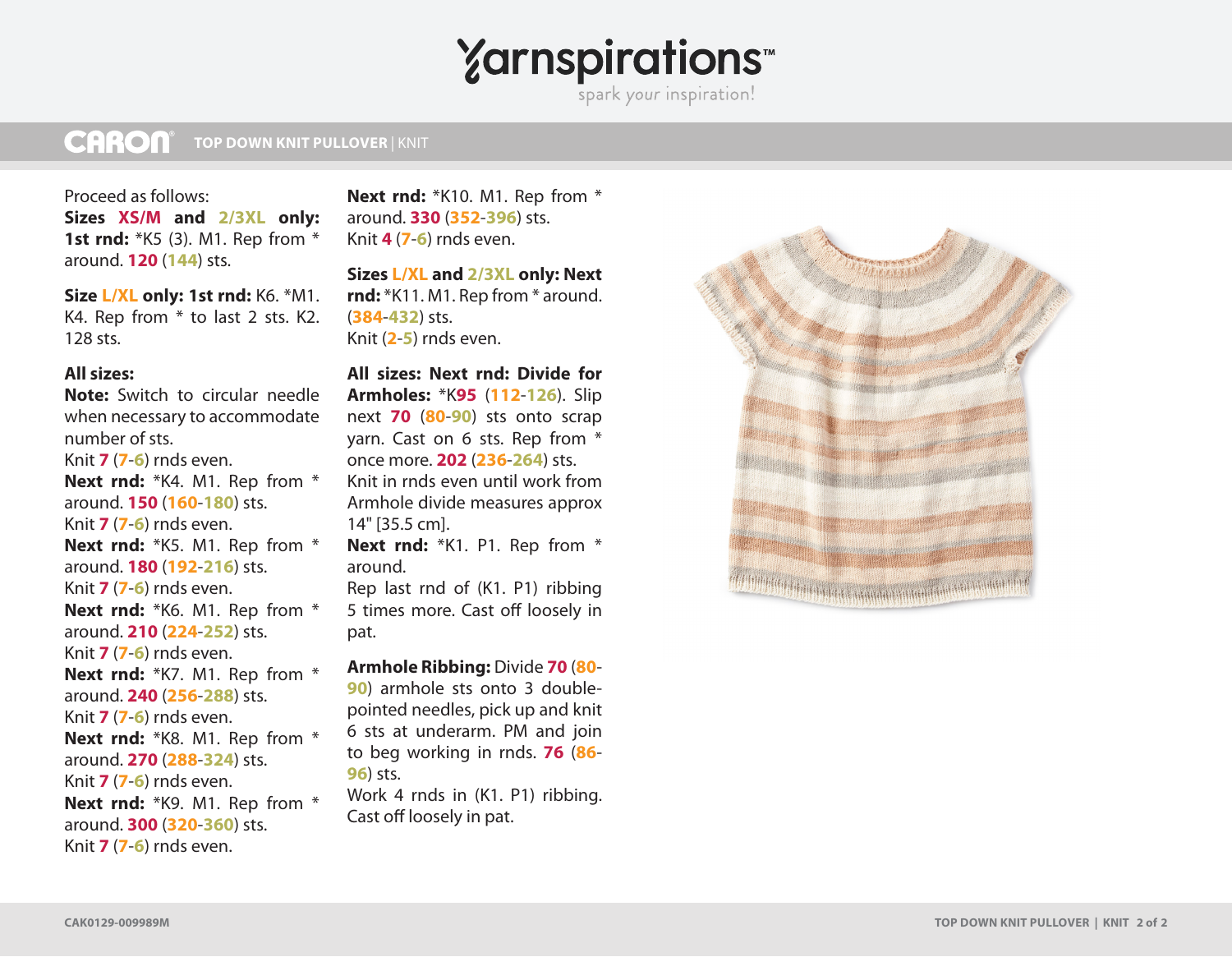Proceed as follows:

**Sizes XS/M and 2/3XL only: 1st rnd:** *K5 (3). M1. Rep from * around. **120** (**144**) sts.

**Size L/XL only: 1st rnd:** K6. *M1. K4. Rep from * to last 2 sts. K2. 128 sts.

**All sizes:**

**Note:** Switch to circular needle when necessary to accommodate number of sts.

Knit **7** (**7**-**6**) rnds even.

**Next rnd:** *K4. M1. Rep from * around. **150** (**160**-**180**) sts.

Knit **7** (**7**-**6**) rnds even.

**Next rnd:** *K5. M1. Rep from * around. **180** (**192**-**216**) sts.

Knit **7** (**7**-**6**) rnds even.

**Next rnd:** *K6. M1. Rep from * around. **210** (**224**-**252**) sts.

Knit **7** (**7**-**6**) rnds even.

**Next rnd:** *K7. M1. Rep from * around. **240** (**256**-**288**) sts.

Knit **7** (**7**-**6**) rnds even.

**Next rnd:** *K8. M1. Rep from * around. **270** (**288**-**324**) sts.

Knit **7** (**7**-**6**) rnds even.

**Next rnd:** *K9. M1. Rep from * around. **300** (**320**-**360**) sts.

Knit **7** (**7**-**6**) rnds even.

**Next rnd:** *K10. M1. Rep from * around. **330** (**352**-**396**) sts.

Knit **4** (**7**-**6**) rnds even.

**Sizes L/XL and 2/3XL only: Next rnd:** *K11. M1. Rep from * around. (**384**-**432**) sts.

Knit (**2**-**5**) rnds even.

**All sizes: Next rnd: Divide for Armholes:** *K**95** (**112**-**126**). Slip next **70** (**80**-**90**) sts onto scrap yarn. Cast on 6 sts. Rep from * once more. **202** (**236**-**264**) sts.

Knit in rnds even until work from Armhole divide measures approx 14" [35.5 cm].

**Next rnd:** *K1. P1. Rep from * around.

Rep last rnd of (K1. P1) ribbing 5 times more. Cast off loosely in pat.

**Armhole Ribbing:** Divide **70** (**80**-**90**) armhole sts onto 3 double-pointed needles, pick up and knit 6 sts at underarm. PM and join to beg working in rnds. **76** (**86**-**96**) sts.

Work 4 rnds in (K1. P1) ribbing. Cast off loosely in pat.